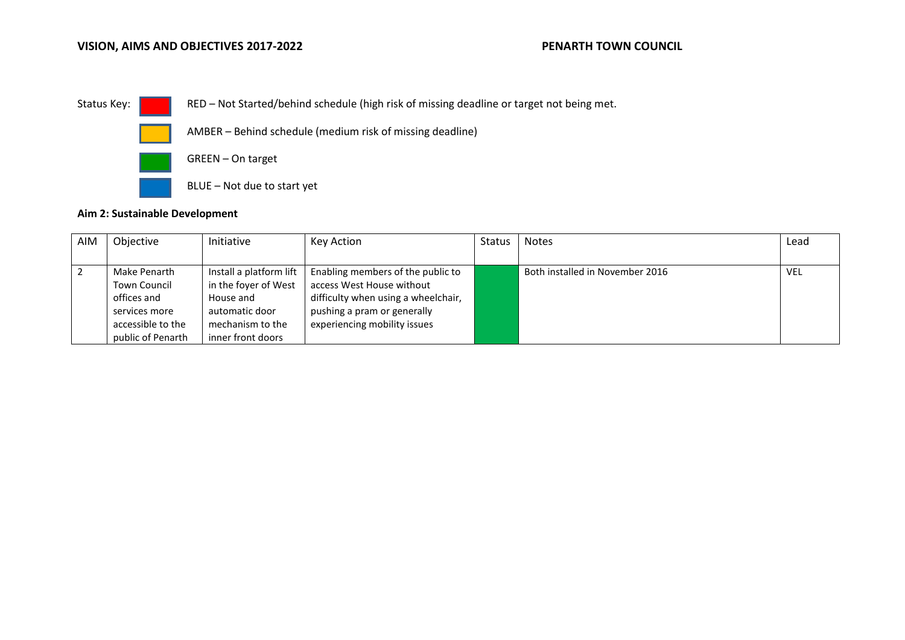**VISION, AIMS AND OBJECTIVES 2017-2022** **PENARTH TOWN COUNCIL**

Status Key:

RED – Not Started/behind schedule (high risk of missing deadline or target not being met.

AMBER – Behind schedule (medium risk of missing deadline)

GREEN – On target

BLUE – Not due to start yet

**Aim 2: Sustainable Development**

| AIM | Objective | Initiative | Key Action | Status | Notes | Lead |
|---|---|---|---|---|---|---|
| 2 | Make Penarth Town Council offices and services more accessible to the public of Penarth | Install a platform lift in the foyer of West House and automatic door mechanism to the inner front doors | Enabling members of the public to access West House without difficulty when using a wheelchair, pushing a pram or generally experiencing mobility issues | GREEN | Both installed in November 2016 | VEL |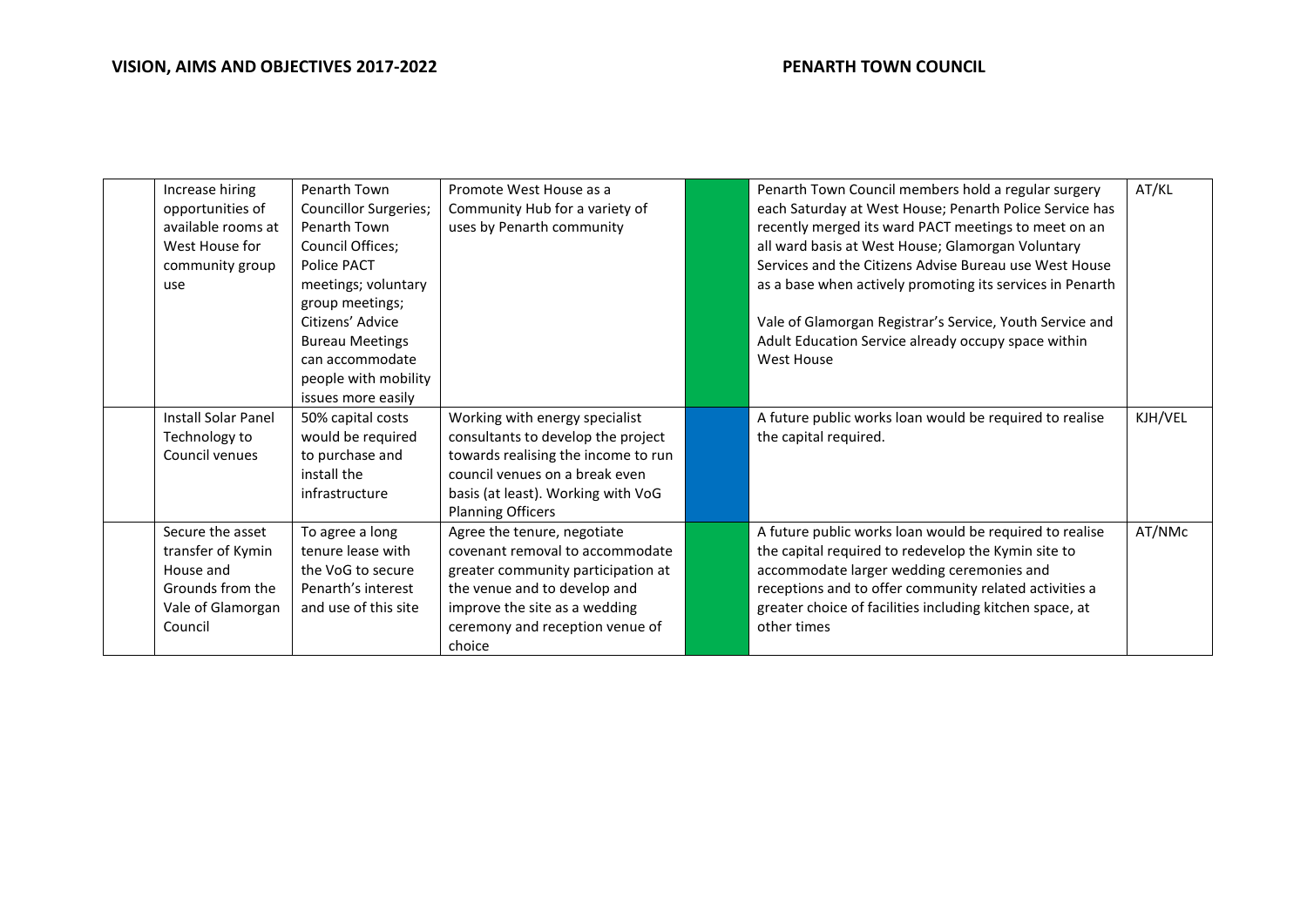| | | | | | | |
|---|---|---|---|---|---|---|
| | Increase hiring opportunities of available rooms at West House for community group use | Penarth Town Councillor Surgeries; Penarth Town Council Offices; Police PACT meetings; voluntary group meetings; Citizens' Advice Bureau Meetings can accommodate people with mobility issues more easily | Promote West House as a Community Hub for a variety of uses by Penarth community | | Penarth Town Council members hold a regular surgery each Saturday at West House; Penarth Police Service has recently merged its ward PACT meetings to meet on an all ward basis at West House; Glamorgan Voluntary Services and the Citizens Advise Bureau use West House as a base when actively promoting its services in Penarth<br><br>Vale of Glamorgan Registrar's Service, Youth Service and Adult Education Service already occupy space within West House | AT/KL |
| | Install Solar Panel Technology to Council venues | 50% capital costs would be required to purchase and install the infrastructure | Working with energy specialist consultants to develop the project towards realising the income to run council venues on a break even basis (at least). Working with VoG Planning Officers | | A future public works loan would be required to realise the capital required. | KJH/VEL |
| | Secure the asset transfer of Kymin House and Grounds from the Vale of Glamorgan Council | To agree a long tenure lease with the VoG to secure Penarth's interest and use of this site | Agree the tenure, negotiate covenant removal to accommodate greater community participation at the venue and to develop and improve the site as a wedding ceremony and reception venue of choice | | A future public works loan would be required to realise the capital required to redevelop the Kymin site to accommodate larger wedding ceremonies and receptions and to offer community related activities a greater choice of facilities including kitchen space, at other times | AT/NMc |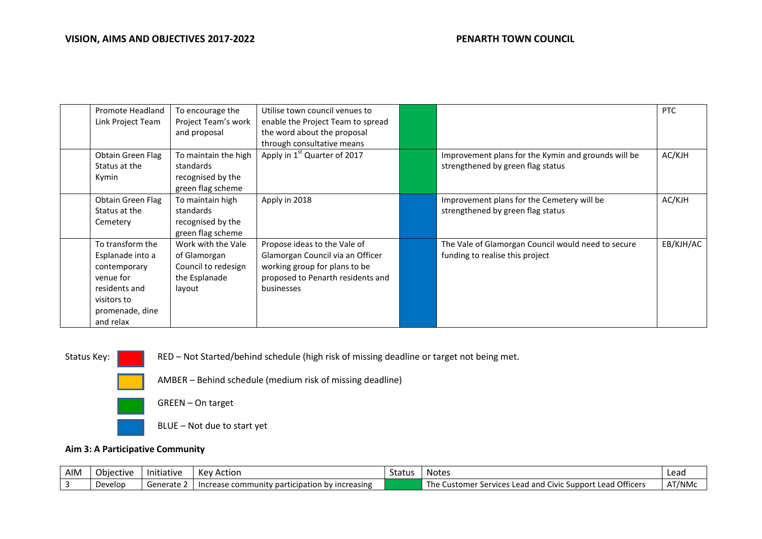| | | | | | | |
|---|---|---|---|---|---|---|
| | Promote Headland Link Project Team | To encourage the Project Team's work and proposal | Utilise town council venues to enable the Project Team to spread the word about the proposal through consultative means | GREEN | | PTC |
| | Obtain Green Flag Status at the Kymin | To maintain the high standards recognised by the green flag scheme | Apply in 1st Quarter of 2017 | GREEN | Improvement plans for the Kymin and grounds will be strengthened by green flag status | AC/KJH |
| | Obtain Green Flag Status at the Cemetery | To maintain high standards recognised by the green flag scheme | Apply in 2018 | BLUE | Improvement plans for the Cemetery will be strengthened by green flag status | AC/KJH |
| | To transform the Esplanade into a contemporary venue for residents and visitors to promenade, dine and relax | Work with the Vale of Glamorgan Council to redesign the Esplanade layout | Propose ideas to the Vale of Glamorgan Council via an Officer working group for plans to be proposed to Penarth residents and businesses | BLUE | The Vale of Glamorgan Council would need to secure funding to realise this project | EB/KJH/AC |

Status Key:

RED – Not Started/behind schedule (high risk of missing deadline or target not being met.

AMBER – Behind schedule (medium risk of missing deadline)

GREEN – On target

BLUE – Not due to start yet

**Aim 3: A Participative Community**

| AIM | Objective | Initiative | Key Action | Status | Notes | Lead |
|---|---|---|---|---|---|---|
| 3 | Develop | Generate 2 | Increase community participation by increasing | GREEN | The Customer Services Lead and Civic Support Lead Officers | AT/NMc |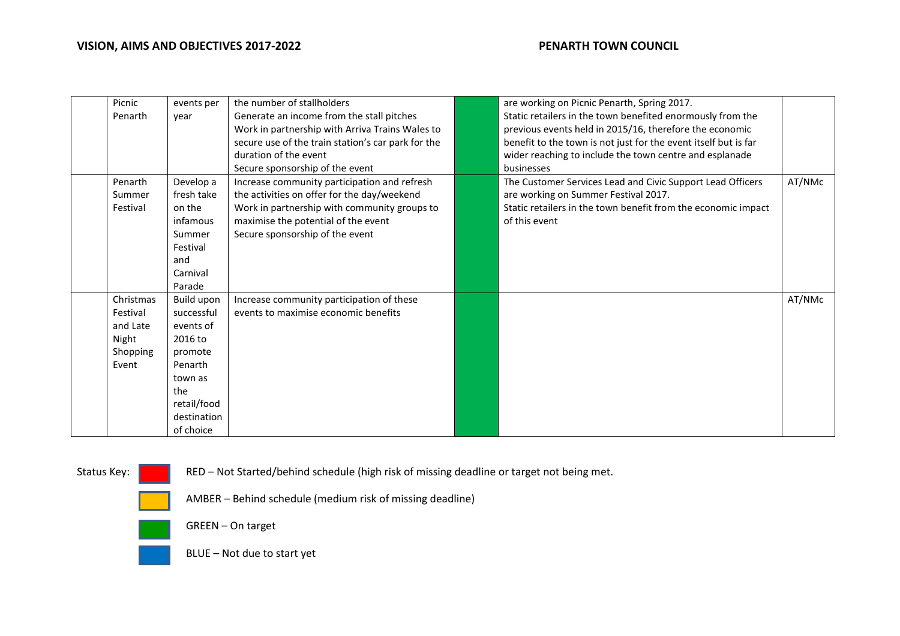| | | | | | | |
|---|---|---|---|---|---|---|
| | Picnic Penarth | events per year | the number of stallholders<br>Generate an income from the stall pitches<br>Work in partnership with Arriva Trains Wales to secure use of the train station's car park for the duration of the event<br>Secure sponsorship of the event | | are working on Picnic Penarth, Spring 2017.<br>Static retailers in the town benefited enormously from the previous events held in 2015/16, therefore the economic benefit to the town is not just for the event itself but is far wider reaching to include the town centre and esplanade businesses | |
| | Penarth Summer Festival | Develop a fresh take on the infamous Summer Festival and Carnival Parade | Increase community participation and refresh the activities on offer for the day/weekend<br>Work in partnership with community groups to maximise the potential of the event<br>Secure sponsorship of the event | | The Customer Services Lead and Civic Support Lead Officers are working on Summer Festival 2017.<br>Static retailers in the town benefit from the economic impact of this event | AT/NMc |
| | Christmas Festival and Late Night Shopping Event | Build upon successful events of 2016 to promote Penarth town as the retail/food destination of choice | Increase community participation of these events to maximise economic benefits | | | AT/NMc |

Status Key:

RED – Not Started/behind schedule (high risk of missing deadline or target not being met.

AMBER – Behind schedule (medium risk of missing deadline)

GREEN – On target

BLUE – Not due to start yet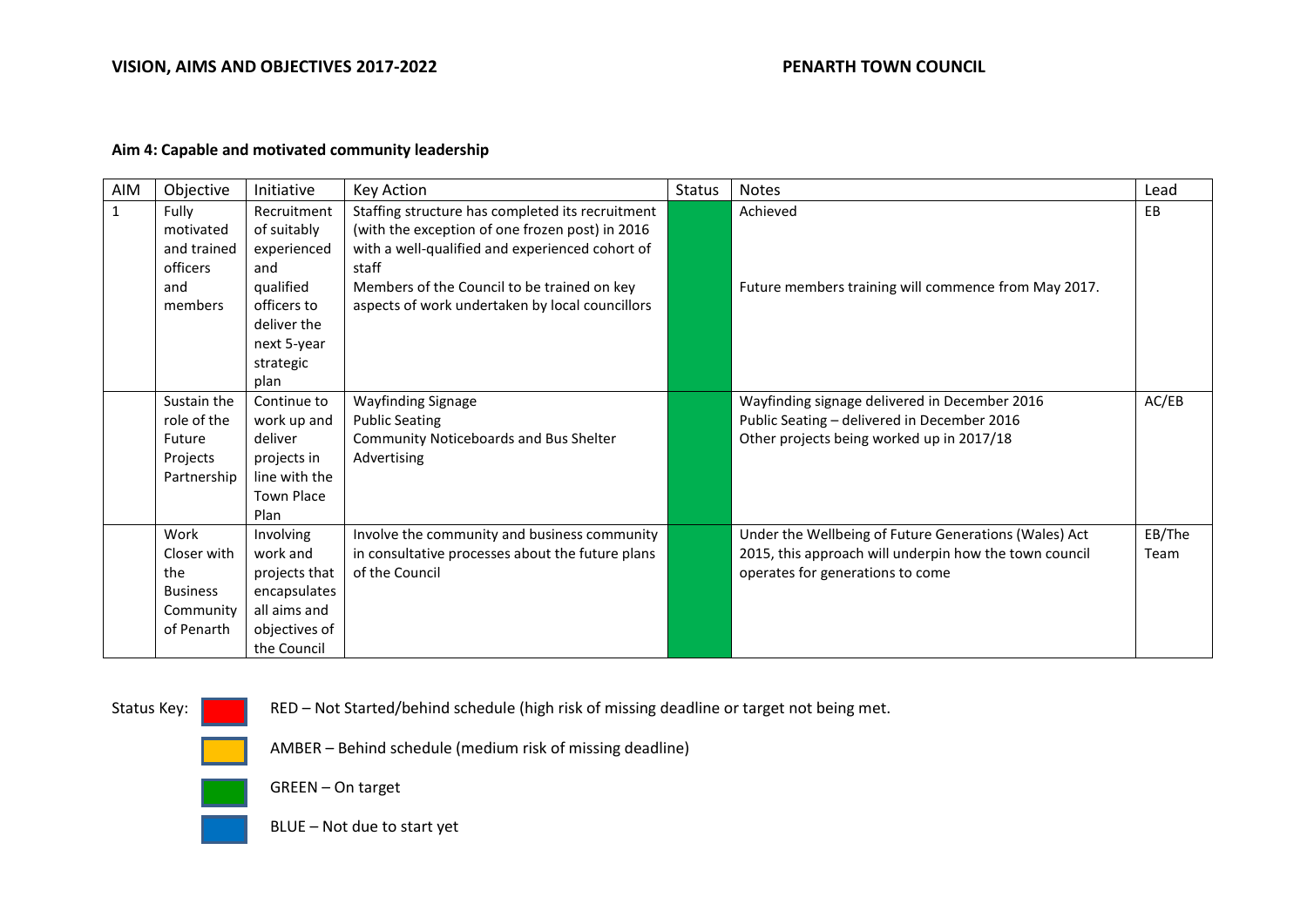## Aim 4: Capable and motivated community leadership

| AIM | Objective | Initiative | Key Action | Status | Notes | Lead |
|---|---|---|---|---|---|---|
| 1 | Fully motivated and trained officers and members | Recruitment of suitably experienced and qualified officers to deliver the next 5-year strategic plan | Staffing structure has completed its recruitment (with the exception of one frozen post) in 2016 with a well-qualified and experienced cohort of staff<br>Members of the Council to be trained on key aspects of work undertaken by local councillors | GREEN | Achieved<br><br>Future members training will commence from May 2017. | EB |
| | Sustain the role of the Future Projects Partnership | Continue to work up and deliver projects in line with the Town Place Plan | Wayfinding Signage<br>Public Seating<br>Community Noticeboards and Bus Shelter Advertising | GREEN | Wayfinding signage delivered in December 2016<br>Public Seating – delivered in December 2016<br>Other projects being worked up in 2017/18 | AC/EB |
| | Work Closer with the Business Community of Penarth | Involving work and projects that encapsulates all aims and objectives of the Council | Involve the community and business community in consultative processes about the future plans of the Council | GREEN | Under the Wellbeing of Future Generations (Wales) Act 2015, this approach will underpin how the town council operates for generations to come | EB/The Team |

Status Key:

- RED – Not Started/behind schedule (high risk of missing deadline or target not being met.
- AMBER – Behind schedule (medium risk of missing deadline)
- GREEN – On target
- BLUE – Not due to start yet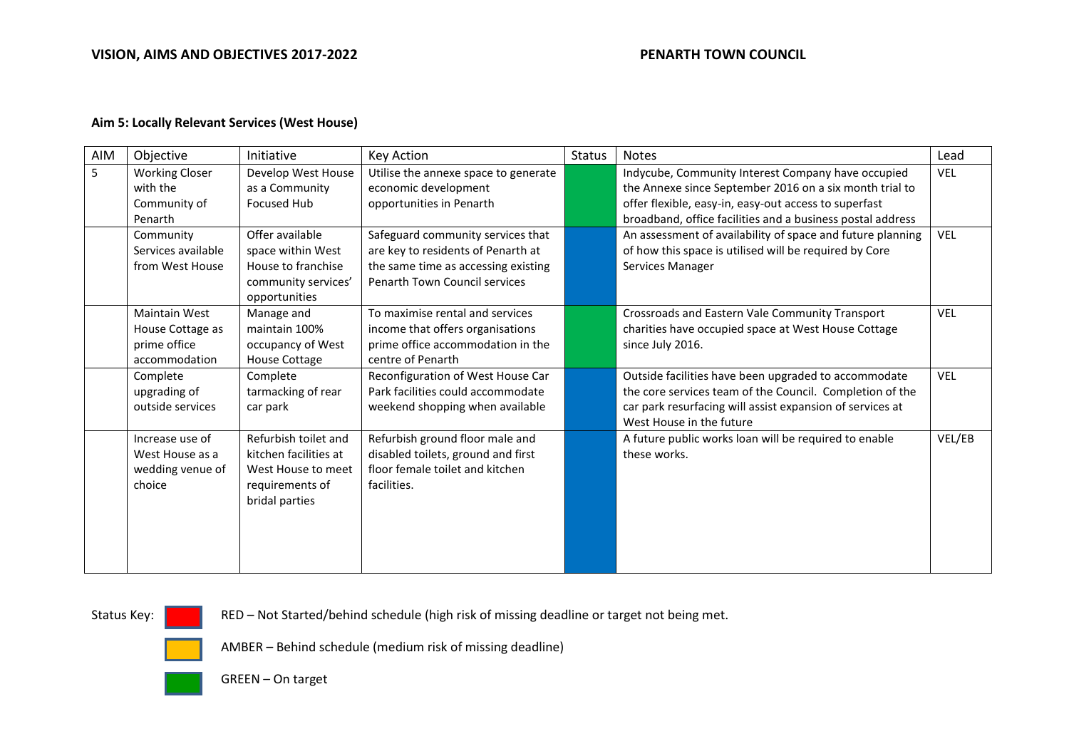**Aim 5: Locally Relevant Services (West House)**

| AIM | Objective | Initiative | Key Action | Status | Notes | Lead |
|---|---|---|---|---|---|---|
| 5 | Working Closer with the Community of Penarth | Develop West House as a Community Focused Hub | Utilise the annexe space to generate economic development opportunities in Penarth | | Indycube, Community Interest Company have occupied the Annexe since September 2016 on a six month trial to offer flexible, easy-in, easy-out access to superfast broadband, office facilities and a business postal address | VEL |
| | Community Services available from West House | Offer available space within West House to franchise community services' opportunities | Safeguard community services that are key to residents of Penarth at the same time as accessing existing Penarth Town Council services | | An assessment of availability of space and future planning of how this space is utilised will be required by Core Services Manager | VEL |
| | Maintain West House Cottage as prime office accommodation | Manage and maintain 100% occupancy of West House Cottage | To maximise rental and services income that offers organisations prime office accommodation in the centre of Penarth | | Crossroads and Eastern Vale Community Transport charities have occupied space at West House Cottage since July 2016. | VEL |
| | Complete upgrading of outside services | Complete tarmacking of rear car park | Reconfiguration of West House Car Park facilities could accommodate weekend shopping when available | | Outside facilities have been upgraded to accommodate the core services team of the Council. Completion of the car park resurfacing will assist expansion of services at West House in the future | VEL |
| | Increase use of West House as a wedding venue of choice | Refurbish toilet and kitchen facilities at West House to meet requirements of bridal parties | Refurbish ground floor male and disabled toilets, ground and first floor female toilet and kitchen facilities. | | A future public works loan will be required to enable these works. | VEL/EB |

Status Key:

RED – Not Started/behind schedule (high risk of missing deadline or target not being met.

AMBER – Behind schedule (medium risk of missing deadline)

GREEN – On target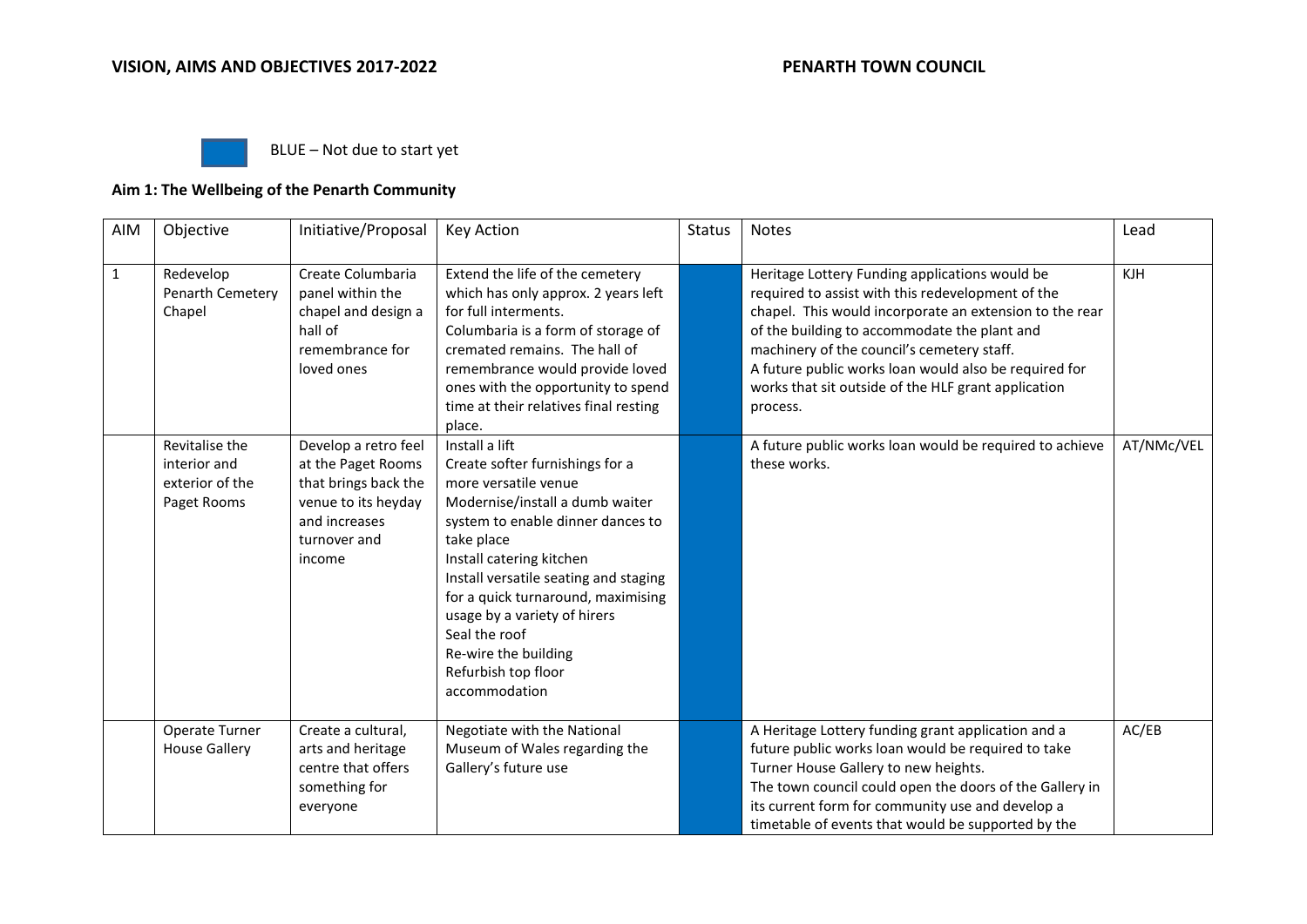BLUE – Not due to start yet

**Aim 1: The Wellbeing of the Penarth Community**

| AIM | Objective | Initiative/Proposal | Key Action | Status | Notes | Lead |
|---|---|---|---|---|---|---|
| 1 | Redevelop Penarth Cemetery Chapel | Create Columbaria panel within the chapel and design a hall of remembrance for loved ones | Extend the life of the cemetery which has only approx. 2 years left for full interments.<br>Columbaria is a form of storage of cremated remains. The hall of remembrance would provide loved ones with the opportunity to spend time at their relatives final resting place. | BLUE | Heritage Lottery Funding applications would be required to assist with this redevelopment of the chapel. This would incorporate an extension to the rear of the building to accommodate the plant and machinery of the council's cemetery staff.<br>A future public works loan would also be required for works that sit outside of the HLF grant application process. | KJH |
| | Revitalise the interior and exterior of the Paget Rooms | Develop a retro feel at the Paget Rooms that brings back the venue to its heyday and increases turnover and income | Install a lift<br>Create softer furnishings for a more versatile venue<br>Modernise/install a dumb waiter system to enable dinner dances to take place<br>Install catering kitchen<br>Install versatile seating and staging for a quick turnaround, maximising usage by a variety of hirers<br>Seal the roof<br>Re-wire the building<br>Refurbish top floor accommodation | BLUE | A future public works loan would be required to achieve these works. | AT/NMc/VEL |
| | Operate Turner House Gallery | Create a cultural, arts and heritage centre that offers something for everyone | Negotiate with the National Museum of Wales regarding the Gallery's future use | BLUE | A Heritage Lottery funding grant application and a future public works loan would be required to take Turner House Gallery to new heights.<br>The town council could open the doors of the Gallery in its current form for community use and develop a timetable of events that would be supported by the | AC/EB |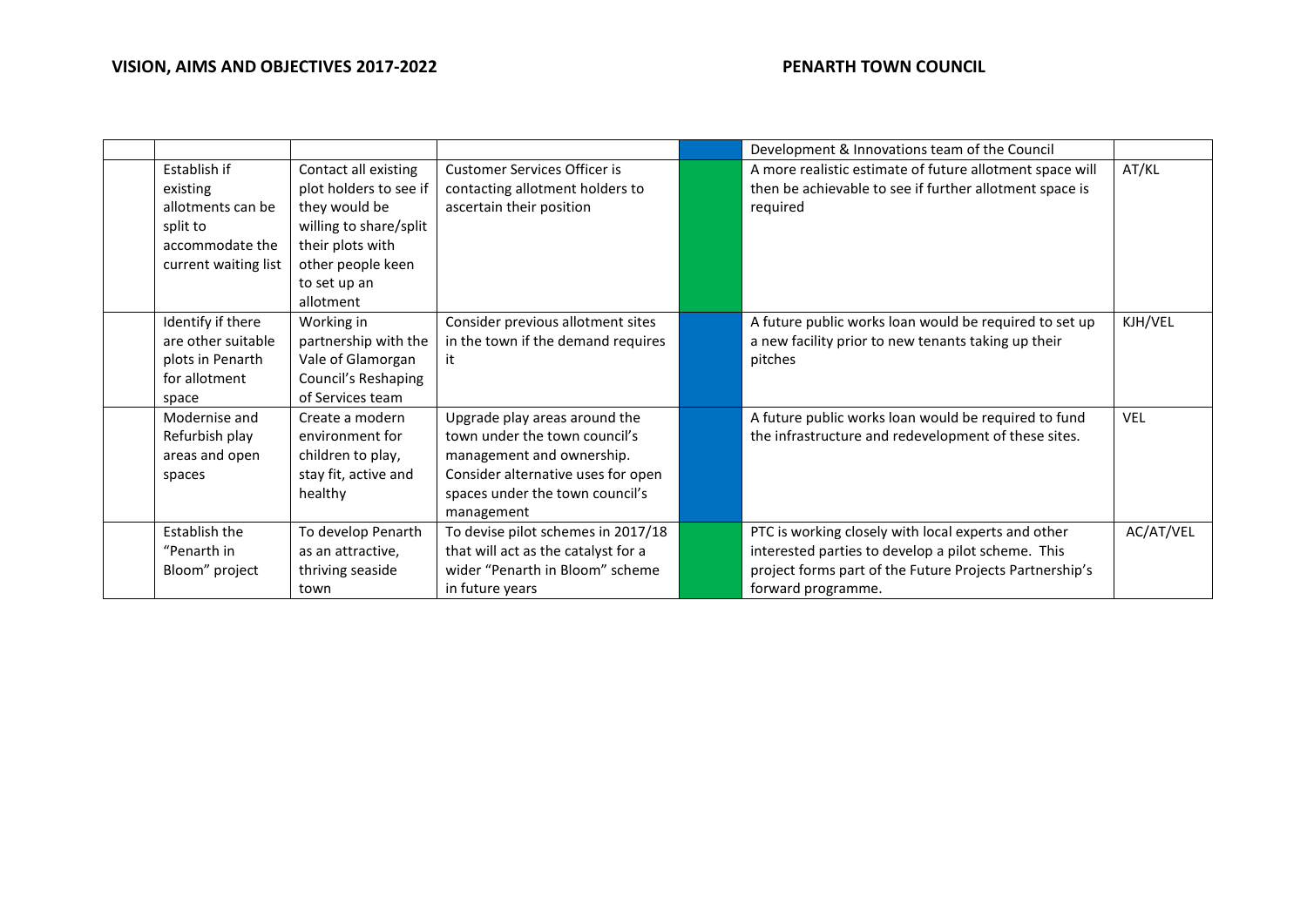| | | | | | | |
|---|---|---|---|---|---|---|
| | | | | | Development & Innovations team of the Council | |
| | Establish if existing allotments can be split to accommodate the current waiting list | Contact all existing plot holders to see if they would be willing to share/split their plots with other people keen to set up an allotment | Customer Services Officer is contacting allotment holders to ascertain their position | | A more realistic estimate of future allotment space will then be achievable to see if further allotment space is required | AT/KL |
| | Identify if there are other suitable plots in Penarth for allotment space | Working in partnership with the Vale of Glamorgan Council's Reshaping of Services team | Consider previous allotment sites in the town if the demand requires it | | A future public works loan would be required to set up a new facility prior to new tenants taking up their pitches | KJH/VEL |
| | Modernise and Refurbish play areas and open spaces | Create a modern environment for children to play, stay fit, active and healthy | Upgrade play areas around the town under the town council's management and ownership. Consider alternative uses for open spaces under the town council's management | | A future public works loan would be required to fund the infrastructure and redevelopment of these sites. | VEL |
| | Establish the "Penarth in Bloom" project | To develop Penarth as an attractive, thriving seaside town | To devise pilot schemes in 2017/18 that will act as the catalyst for a wider "Penarth in Bloom" scheme in future years | | PTC is working closely with local experts and other interested parties to develop a pilot scheme. This project forms part of the Future Projects Partnership's forward programme. | AC/AT/VEL |